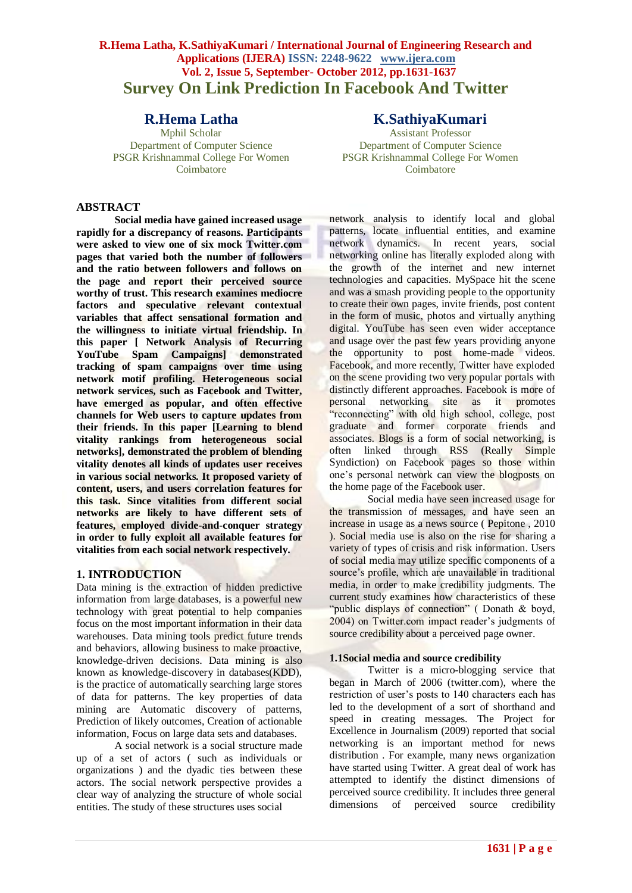# Survey On Link Prediction In Facebook And Twitter

**R.Hema Latha**
Mphil Scholar
Department of Computer Science
PSGR Krishnammal College For Women
Coimbatore

**K.SathiyaKumari**
Assistant Professor
Department of Computer Science
PSGR Krishnammal College For Women
Coimbatore

## ABSTRACT

**Social media have gained increased usage rapidly for a discrepancy of reasons. Participants were asked to view one of six mock Twitter.com pages that varied both the number of followers and the ratio between followers and follows on the page and report their perceived source worthy of trust. This research examines mediocre factors and speculative relevant contextual variables that affect sensational formation and the willingness to initiate virtual friendship. In this paper [ Network Analysis of Recurring YouTube Spam Campaigns] demonstrated tracking of spam campaigns over time using network motif profiling. Heterogeneous social network services, such as Facebook and Twitter, have emerged as popular, and often effective channels for Web users to capture updates from their friends. In this paper [Learning to blend vitality rankings from heterogeneous social networks], demonstrated the problem of blending vitality denotes all kinds of updates user receives in various social networks. It proposed variety of content, users, and users correlation features for this task. Since vitalities from different social networks are likely to have different sets of features, employed divide-and-conquer strategy in order to fully exploit all available features for vitalities from each social network respectively.**

## 1. INTRODUCTION

Data mining is the extraction of hidden predictive information from large databases, is a powerful new technology with great potential to help companies focus on the most important information in their data warehouses. Data mining tools predict future trends and behaviors, allowing business to make proactive, knowledge-driven decisions. Data mining is also known as knowledge-discovery in databases(KDD), is the practice of automatically searching large stores of data for patterns. The key properties of data mining are Automatic discovery of patterns, Prediction of likely outcomes, Creation of actionable information, Focus on large data sets and databases.

A social network is a social structure made up of a set of actors ( such as individuals or organizations ) and the dyadic ties between these actors. The social network perspective provides a clear way of analyzing the structure of whole social entities. The study of these structures uses social network analysis to identify local and global patterns, locate influential entities, and examine network dynamics. In recent years, social networking online has literally exploded along with the growth of the internet and new internet technologies and capacities. MySpace hit the scene and was a smash providing people to the opportunity to create their own pages, invite friends, post content in the form of music, photos and virtually anything digital. YouTube has seen even wider acceptance and usage over the past few years providing anyone the opportunity to post home-made videos. Facebook, and more recently, Twitter have exploded on the scene providing two very popular portals with distinctly different approaches. Facebook is more of personal networking site as it promotes "reconnecting" with old high school, college, post graduate and former corporate friends and associates. Blogs is a form of social networking, is often linked through RSS (Really Simple Syndiction) on Facebook pages so those within one's personal network can view the blogposts on the home page of the Facebook user.

Social media have seen increased usage for the transmission of messages, and have seen an increase in usage as a news source ( Pepitone , 2010 ). Social media use is also on the rise for sharing a variety of types of crisis and risk information. Users of social media may utilize specific components of a source's profile, which are unavailable in traditional media, in order to make credibility judgments. The current study examines how characteristics of these "public displays of connection" ( Donath & boyd, 2004) on Twitter.com impact reader's judgments of source credibility about a perceived page owner.

### 1.1Social media and source credibility

Twitter is a micro-blogging service that began in March of 2006 (twitter.com), where the restriction of user's posts to 140 characters each has led to the development of a sort of shorthand and speed in creating messages. The Project for Excellence in Journalism (2009) reported that social networking is an important method for news distribution . For example, many news organization have started using Twitter. A great deal of work has attempted to identify the distinct dimensions of perceived source credibility. It includes three general dimensions of perceived source credibility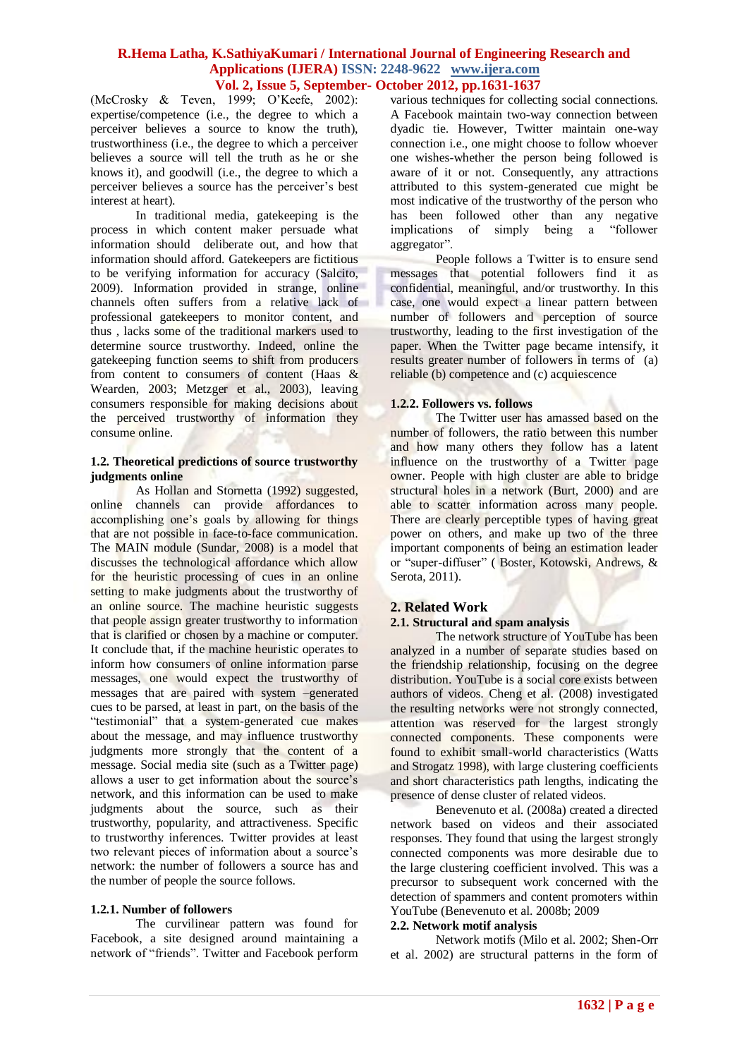(McCrosky & Teven, 1999; O'Keefe, 2002): expertise/competence (i.e., the degree to which a perceiver believes a source to know the truth), trustworthiness (i.e., the degree to which a perceiver believes a source will tell the truth as he or she knows it), and goodwill (i.e., the degree to which a perceiver believes a source has the perceiver's best interest at heart).

In traditional media, gatekeeping is the process in which content maker persuade what information should deliberate out, and how that information should afford. Gatekeepers are fictitious to be verifying information for accuracy (Salcito, 2009). Information provided in strange, online channels often suffers from a relative lack of professional gatekeepers to monitor content, and thus , lacks some of the traditional markers used to determine source trustworthy. Indeed, online the gatekeeping function seems to shift from producers from content to consumers of content (Haas & Wearden, 2003; Metzger et al., 2003), leaving consumers responsible for making decisions about the perceived trustworthy of information they consume online.

### 1.2. Theoretical predictions of source trustworthy judgments online

As Hollan and Stornetta (1992) suggested, online channels can provide affordances to accomplishing one's goals by allowing for things that are not possible in face-to-face communication. The MAIN module (Sundar, 2008) is a model that discusses the technological affordance which allow for the heuristic processing of cues in an online setting to make judgments about the trustworthy of an online source. The machine heuristic suggests that people assign greater trustworthy to information that is clarified or chosen by a machine or computer. It conclude that, if the machine heuristic operates to inform how consumers of online information parse messages, one would expect the trustworthy of messages that are paired with system –generated cues to be parsed, at least in part, on the basis of the "testimonial" that a system-generated cue makes about the message, and may influence trustworthy judgments more strongly that the content of a message. Social media site (such as a Twitter page) allows a user to get information about the source's network, and this information can be used to make judgments about the source, such as their trustworthy, popularity, and attractiveness. Specific to trustworthy inferences. Twitter provides at least two relevant pieces of information about a source's network: the number of followers a source has and the number of people the source follows.

#### 1.2.1. Number of followers

The curvilinear pattern was found for Facebook, a site designed around maintaining a network of "friends". Twitter and Facebook perform various techniques for collecting social connections. A Facebook maintain two-way connection between dyadic tie. However, Twitter maintain one-way connection (i.e., one might choose to follow whoever one wishes-whether the person being followed is aware of it or not. Consequently, any attractions attributed to this system-generated cue might be most indicative of the trustworthy of the person who has been followed other than any negative implications of simply being a "follower aggregator".

People follows a Twitter is to ensure send messages that potential followers find it as confidential, meaningful, and/or trustworthy. In this case, one would expect a linear pattern between number of followers and perception of source trustworthy, leading to the first investigation of the paper. When the Twitter page became intensify, it results greater number of followers in terms of (a) reliable (b) competence and (c) acquiescence

#### 1.2.2. Followers vs. follows

The Twitter user has amassed based on the number of followers, the ratio between this number and how many others they follow has a latent influence on the trustworthy of a Twitter page owner. People with high cluster are able to bridge structural holes in a network (Burt, 2000) and are able to scatter information across many people. There are clearly perceptible types of having great power on others, and make up two of the three important components of being an estimation leader or "super-diffuser" ( Boster, Kotowski, Andrews, & Serota, 2011).

## 2. Related Work

### 2.1. Structural and spam analysis

The network structure of YouTube has been analyzed in a number of separate studies based on the friendship relationship, focusing on the degree distribution. YouTube is a social core exists between authors of videos. Cheng et al. (2008) investigated the resulting networks were not strongly connected, attention was reserved for the largest strongly connected components. These components were found to exhibit small-world characteristics (Watts and Strogatz 1998), with large clustering coefficients and short characteristics path lengths, indicating the presence of dense cluster of related videos.

Benevenuto et al. (2008a) created a directed network based on videos and their associated responses. They found that using the largest strongly connected components was more desirable due to the large clustering coefficient involved. This was a precursor to subsequent work concerned with the detection of spammers and content promoters within YouTube (Benevenuto et al. 2008b; 2009

### 2.2. Network motif analysis

Network motifs (Milo et al. 2002; Shen-Orr et al. 2002) are structural patterns in the form of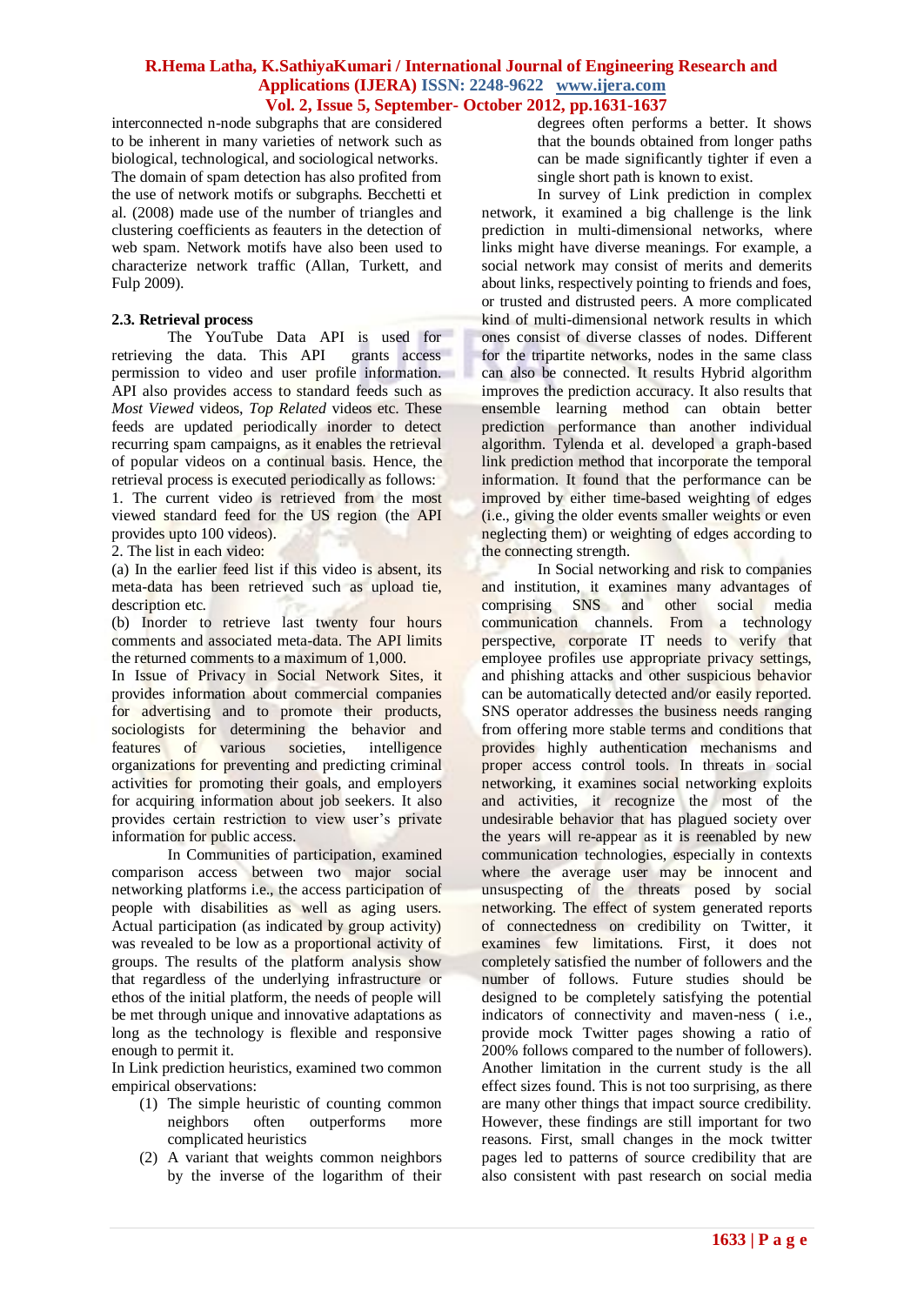interconnected n-node subgraphs that are considered to be inherent in many varieties of network such as biological, technological, and sociological networks. The domain of spam detection has also profited from the use of network motifs or subgraphs. Becchetti et al. (2008) made use of the number of triangles and clustering coefficients as feauters in the detection of web spam. Network motifs have also been used to characterize network traffic (Allan, Turkett, and Fulp 2009).

### 2.3. Retrieval process

The YouTube Data API is used for retrieving the data. This API grants access permission to video and user profile information. API also provides access to standard feeds such as *Most Viewed* videos, *Top Related* videos etc. These feeds are updated periodically inorder to detect recurring spam campaigns, as it enables the retrieval of popular videos on a continual basis. Hence, the retrieval process is executed periodically as follows:

1. The current video is retrieved from the most viewed standard feed for the US region (the API provides upto 100 videos).
2. The list in each video:

(a) In the earlier feed list if this video is absent, its meta-data has been retrieved such as upload tie, description etc.

(b) Inorder to retrieve last twenty four hours comments and associated meta-data. The API limits the returned comments to a maximum of 1,000.

In Issue of Privacy in Social Network Sites, it provides information about commercial companies for advertising and to promote their products, sociologists for determining the behavior and features of various societies, intelligence organizations for preventing and predicting criminal activities for promoting their goals, and employers for acquiring information about job seekers. It also provides certain restriction to view user's private information for public access.

In Communities of participation, examined comparison access between two major social networking platforms i.e., the access participation of people with disabilities as well as aging users. Actual participation (as indicated by group activity) was revealed to be low as a proportional activity of groups. The results of the platform analysis show that regardless of the underlying infrastructure or ethos of the initial platform, the needs of people will be met through unique and innovative adaptations as long as the technology is flexible and responsive enough to permit it.

In Link prediction heuristics, examined two common empirical observations:

(1) The simple heuristic of counting common neighbors often outperforms more complicated heuristics

(2) A variant that weights common neighbors by the inverse of the logarithm of their degrees often performs a better. It shows that the bounds obtained from longer paths can be made significantly tighter if even a single short path is known to exist.

In survey of Link prediction in complex network, it examined a big challenge is the link prediction in multi-dimensional networks, where links might have diverse meanings. For example, a social network may consist of merits and demerits about links, respectively pointing to friends and foes, or trusted and distrusted peers. A more complicated kind of multi-dimensional network results in which ones consist of diverse classes of nodes. Different for the tripartite networks, nodes in the same class can also be connected. It results Hybrid algorithm improves the prediction accuracy. It also results that ensemble learning method can obtain better prediction performance than another individual algorithm. Tylenda et al. developed a graph-based link prediction method that incorporate the temporal information. It found that the performance can be improved by either time-based weighting of edges (i.e., giving the older events smaller weights or even neglecting them) or weighting of edges according to the connecting strength.

In Social networking and risk to companies and institution, it examines many advantages of comprising SNS and other social media communication channels. From a technology perspective, corporate IT needs to verify that employee profiles use appropriate privacy settings, and phishing attacks and other suspicious behavior can be automatically detected and/or easily reported. SNS operator addresses the business needs ranging from offering more stable terms and conditions that provides highly authentication mechanisms and proper access control tools. In threats in social networking, it examines social networking exploits and activities, it recognize the most of the undesirable behavior that has plagued society over the years will re-appear as it is reenabled by new communication technologies, especially in contexts where the average user may be innocent and unsuspecting of the threats posed by social networking. The effect of system generated reports of connectedness on credibility on Twitter, it examines few limitations. First, it does not completely satisfied the number of followers and the number of follows. Future studies should be designed to be completely satisfying the potential indicators of connectivity and maven-ness ( i.e., provide mock Twitter pages showing a ratio of 200% follows compared to the number of followers). Another limitation in the current study is the all effect sizes found. This is not too surprising, as there are many other things that impact source credibility. However, these findings are still important for two reasons. First, small changes in the mock twitter pages led to patterns of source credibility that are also consistent with past research on social media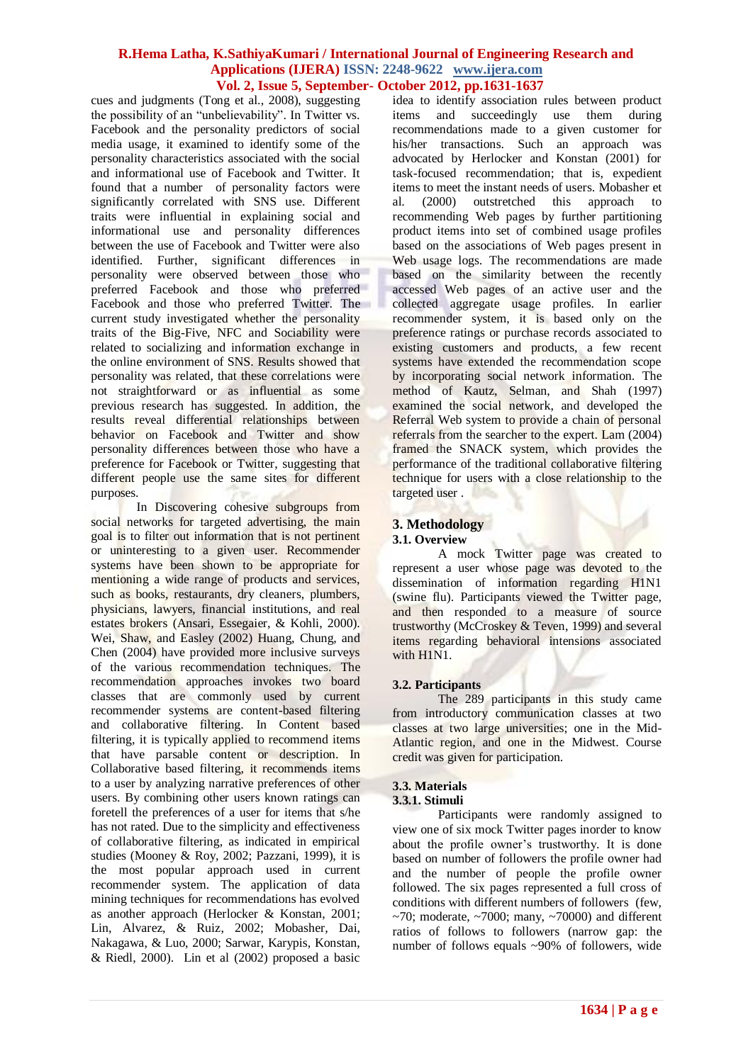cues and judgments (Tong et al., 2008), suggesting the possibility of an "unbelievability". In Twitter vs. Facebook and the personality predictors of social media usage, it examined to identify some of the personality characteristics associated with the social and informational use of Facebook and Twitter. It found that a number of personality factors were significantly correlated with SNS use. Different traits were influential in explaining social and informational use and personality differences between the use of Facebook and Twitter were also identified. Further, significant differences in personality were observed between those who preferred Facebook and those who preferred Facebook and those who preferred Twitter. The current study investigated whether the personality traits of the Big-Five, NFC and Sociability were related to socializing and information exchange in the online environment of SNS. Results showed that personality was related, that these correlations were not straightforward or as influential as some previous research has suggested. In addition, the results reveal differential relationships between behavior on Facebook and Twitter and show personality differences between those who have a preference for Facebook or Twitter, suggesting that different people use the same sites for different purposes.

In Discovering cohesive subgroups from social networks for targeted advertising, the main goal is to filter out information that is not pertinent or uninteresting to a given user. Recommender systems have been shown to be appropriate for mentioning a wide range of products and services, such as books, restaurants, dry cleaners, plumbers, physicians, lawyers, financial institutions, and real estates brokers (Ansari, Essegaier, & Kohli, 2000). Wei, Shaw, and Easley (2002) Huang, Chung, and Chen (2004) have provided more inclusive surveys of the various recommendation techniques. The recommendation approaches invokes two board classes that are commonly used by current recommender systems are content-based filtering and collaborative filtering. In Content based filtering, it is typically applied to recommend items that have parsable content or description. In Collaborative based filtering, it recommends items to a user by analyzing narrative preferences of other users. By combining other users known ratings can foretell the preferences of a user for items that s/he has not rated. Due to the simplicity and effectiveness of collaborative filtering, as indicated in empirical studies (Mooney & Roy, 2002; Pazzani, 1999), it is the most popular approach used in current recommender system. The application of data mining techniques for recommendations has evolved as another approach (Herlocker & Konstan, 2001; Lin, Alvarez, & Ruiz, 2002; Mobasher, Dai, Nakagawa, & Luo, 2000; Sarwar, Karypis, Konstan, & Riedl, 2000). Lin et al (2002) proposed a basic idea to identify association rules between product items and succeedingly use them during recommendations made to a given customer for his/her transactions. Such an approach was advocated by Herlocker and Konstan (2001) for task-focused recommendation; that is, expedient items to meet the instant needs of users. Mobasher et al. (2000) outstretched this approach to recommending Web pages by further partitioning product items into set of combined usage profiles based on the associations of Web pages present in Web usage logs. The recommendations are made based on the similarity between the recently accessed Web pages of an active user and the collected aggregate usage profiles. In earlier recommender system, it is based only on the preference ratings or purchase records associated to existing customers and products, a few recent systems have extended the recommendation scope by incorporating social network information. The method of Kautz, Selman, and Shah (1997) examined the social network, and developed the Referral Web system to provide a chain of personal referrals from the searcher to the expert. Lam (2004) framed the SNACK system, which provides the performance of the traditional collaborative filtering technique for users with a close relationship to the targeted user .

## 3. Methodology

### 3.1. Overview

A mock Twitter page was created to represent a user whose page was devoted to the dissemination of information regarding H1N1 (swine flu). Participants viewed the Twitter page, and then responded to a measure of source trustworthy (McCroskey & Teven, 1999) and several items regarding behavioral intensions associated with H1N1.

### 3.2. Participants

The 289 participants in this study came from introductory communication classes at two classes at two large universities; one in the Mid-Atlantic region, and one in the Midwest. Course credit was given for participation.

### 3.3. Materials

#### 3.3.1. Stimuli

Participants were randomly assigned to view one of six mock Twitter pages inorder to know about the profile owner's trustworthy. It is done based on number of followers the profile owner had and the number of people the profile owner followed. The six pages represented a full cross of conditions with different numbers of followers (few, ~70; moderate, ~7000; many, ~70000) and different ratios of follows to followers (narrow gap: the number of follows equals ~90% of followers, wide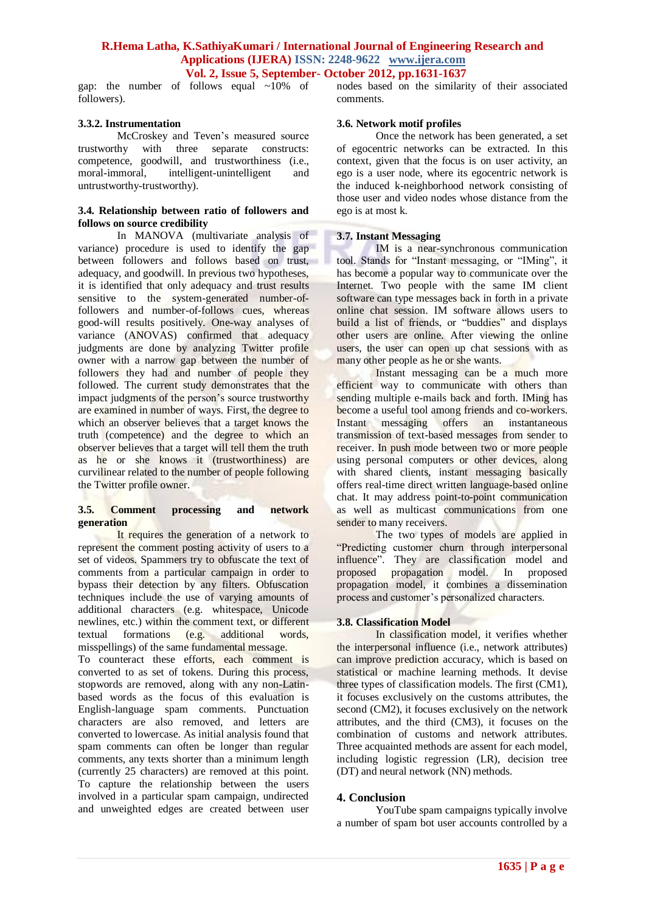gap: the number of follows equal ~10% of followers).

### 3.3.2. Instrumentation

McCroskey and Teven's measured source trustworthy with three separate constructs: competence, goodwill, and trustworthiness (i.e., moral-immoral, intelligent-unintelligent and untrustworthy-trustworthy).

### 3.4. Relationship between ratio of followers and follows on source credibility

In MANOVA (multivariate analysis of variance) procedure is used to identify the gap between followers and follows based on trust, adequacy, and goodwill. In previous two hypotheses, it is identified that only adequacy and trust results sensitive to the system-generated number-of-followers and number-of-follows cues, whereas good-will results positively. One-way analyses of variance (ANOVAS) confirmed that adequacy judgments are done by analyzing Twitter profile owner with a narrow gap between the number of followers they had and number of people they followed. The current study demonstrates that the impact judgments of the person's source trustworthy are examined in number of ways. First, the degree to which an observer believes that a target knows the truth (competence) and the degree to which an observer believes that a target will tell them the truth as he or she knows it (trustworthiness) are curvilinear related to the number of people following the Twitter profile owner.

### 3.5. Comment processing and network generation

It requires the generation of a network to represent the comment posting activity of users to a set of videos. Spammers try to obfuscate the text of comments from a particular campaign in order to bypass their detection by any filters. Obfuscation techniques include the use of varying amounts of additional characters (e.g. whitespace, Unicode newlines, etc.) within the comment text, or different textual formations (e.g. additional words, misspellings) of the same fundamental message.

To counteract these efforts, each comment is converted to as set of tokens. During this process, stopwords are removed, along with any non-Latin-based words as the focus of this evaluation is English-language spam comments. Punctuation characters are also removed, and letters are converted to lowercase. As initial analysis found that spam comments can often be longer than regular comments, any texts shorter than a minimum length (currently 25 characters) are removed at this point. To capture the relationship between the users involved in a particular spam campaign, undirected and unweighted edges are created between user nodes based on the similarity of their associated comments.

### 3.6. Network motif profiles

Once the network has been generated, a set of egocentric networks can be extracted. In this context, given that the focus is on user activity, an ego is a user node, where its egocentric network is the induced k-neighborhood network consisting of those user and video nodes whose distance from the ego is at most k.

### 3.7. Instant Messaging

IM is a near-synchronous communication tool. Stands for "Instant messaging, or "IMing", it has become a popular way to communicate over the Internet. Two people with the same IM client software can type messages back in forth in a private online chat session. IM software allows users to build a list of friends, or "buddies" and displays other users are online. After viewing the online users, the user can open up chat sessions with as many other people as he or she wants.

Instant messaging can be a much more efficient way to communicate with others than sending multiple e-mails back and forth. IMing has become a useful tool among friends and co-workers. Instant messaging offers an instantaneous transmission of text-based messages from sender to receiver. In push mode between two or more people using personal computers or other devices, along with shared clients, instant messaging basically offers real-time direct written language-based online chat. It may address point-to-point communication as well as multicast communications from one sender to many receivers.

The two types of models are applied in "Predicting customer churn through interpersonal influence". They are classification model and proposed propagation model. In proposed propagation model, it combines a dissemination process and customer's personalized characters.

### 3.8. Classification Model

In classification model, it verifies whether the interpersonal influence (i.e., network attributes) can improve prediction accuracy, which is based on statistical or machine learning methods. It devise three types of classification models. The first (CM1), it focuses exclusively on the customs attributes, the second (CM2), it focuses exclusively on the network attributes, and the third (CM3), it focuses on the combination of customs and network attributes. Three acquainted methods are assent for each model, including logistic regression (LR), decision tree (DT) and neural network (NN) methods.

## 4. Conclusion

YouTube spam campaigns typically involve a number of spam bot user accounts controlled by a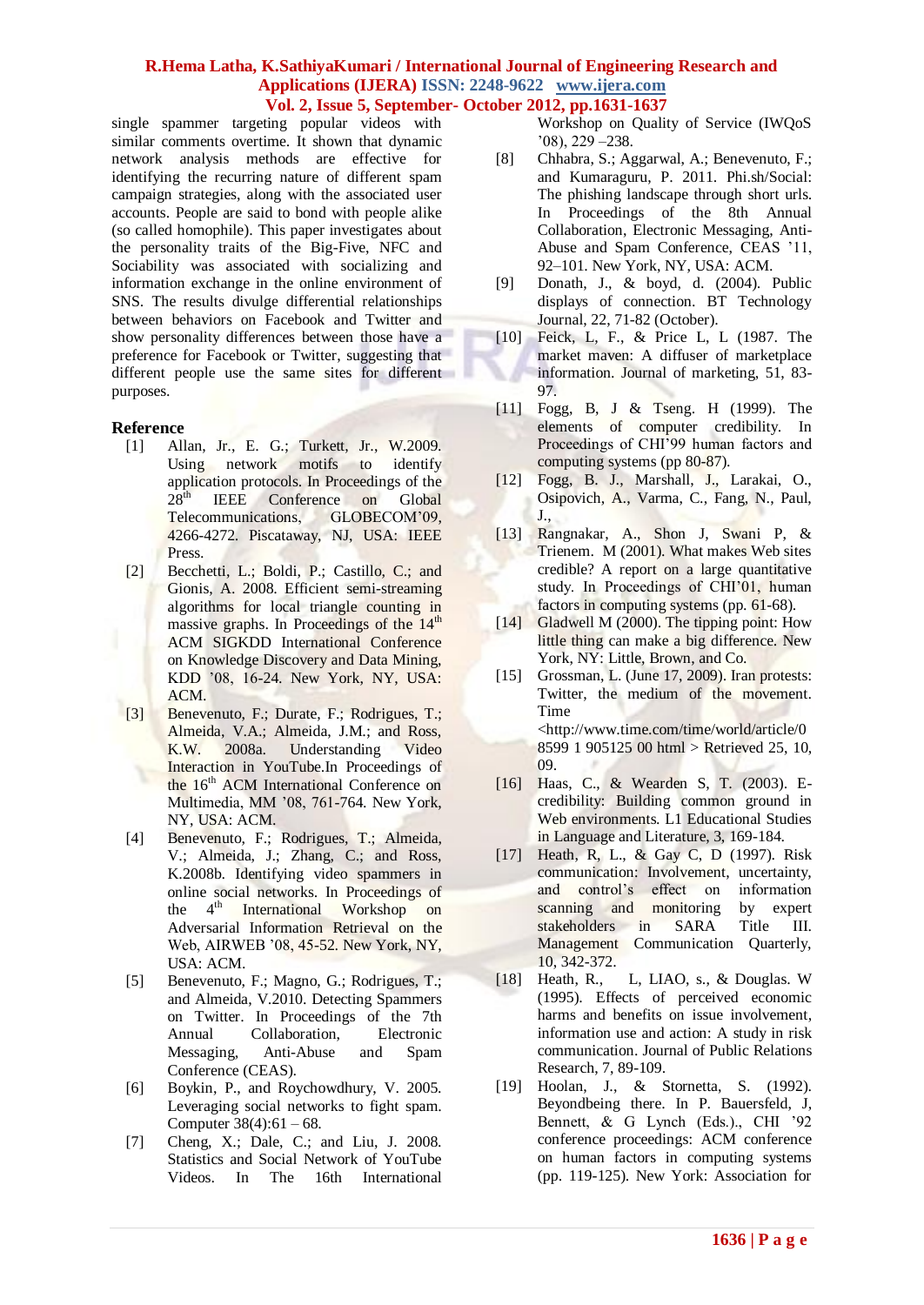single spammer targeting popular videos with similar comments overtime. It shown that dynamic network analysis methods are effective for identifying the recurring nature of different spam campaign strategies, along with the associated user accounts. People are said to bond with people alike (so called homophile). This paper investigates about the personality traits of the Big-Five, NFC and Sociability was associated with socializing and information exchange in the online environment of SNS. The results divulge differential relationships between behaviors on Facebook and Twitter and show personality differences between those have a preference for Facebook or Twitter, suggesting that different people use the same sites for different purposes.

## Reference

[1] Allan, Jr., E. G.; Turkett, Jr., W.2009. Using network motifs to identify application protocols. In Proceedings of the 28th IEEE Conference on Global Telecommunications, GLOBECOM'09, 4266-4272. Piscataway, NJ, USA: IEEE Press.

[2] Becchetti, L.; Boldi, P.; Castillo, C.; and Gionis, A. 2008. Efficient semi-streaming algorithms for local triangle counting in massive graphs. In Proceedings of the 14th ACM SIGKDD International Conference on Knowledge Discovery and Data Mining, KDD '08, 16-24. New York, NY, USA: ACM.

[3] Benevenuto, F.; Durate, F.; Rodrigues, T.; Almeida, V.A.; Almeida, J.M.; and Ross, K.W. 2008a. Understanding Video Interaction in YouTube.In Proceedings of the 16th ACM International Conference on Multimedia, MM '08, 761-764. New York, NY, USA: ACM.

[4] Benevenuto, F.; Rodrigues, T.; Almeida, V.; Almeida, J.; Zhang, C.; and Ross, K.2008b. Identifying video spammers in online social networks. In Proceedings of the 4th International Workshop on Adversarial Information Retrieval on the Web, AIRWEB '08, 45-52. New York, NY, USA: ACM.

[5] Benevenuto, F.; Magno, G.; Rodrigues, T.; and Almeida, V.2010. Detecting Spammers on Twitter. In Proceedings of the 7th Annual Collaboration, Electronic Messaging, Anti-Abuse and Spam Conference (CEAS).

[6] Boykin, P., and Roychowdhury, V. 2005. Leveraging social networks to fight spam. Computer 38(4):61 – 68.

[7] Cheng, X.; Dale, C.; and Liu, J. 2008. Statistics and Social Network of YouTube Videos. In The 16th International Workshop on Quality of Service (IWQoS '08), 229 –238.

[8] Chhabra, S.; Aggarwal, A.; Benevenuto, F.; and Kumaraguru, P. 2011. Phi.sh/Social: The phishing landscape through short urls. In Proceedings of the 8th Annual Collaboration, Electronic Messaging, Anti-Abuse and Spam Conference, CEAS '11, 92–101. New York, NY, USA: ACM.

[9] Donath, J., & boyd, d. (2004). Public displays of connection. BT Technology Journal, 22, 71-82 (October).

[10] Feick, L, F., & Price L, L (1987. The market maven: A diffuser of marketplace information. Journal of marketing, 51, 83-97.

[11] Fogg, B, J & Tseng. H (1999). The elements of computer credibility. In Proceedings of CHI'99 human factors and computing systems (pp 80-87).

[12] Fogg, B. J., Marshall, J., Larakai, O., Osipovich, A., Varma, C., Fang, N., Paul, J.,

[13] Rangnakar, A., Shon J, Swani P, & Trienem. M (2001). What makes Web sites credible? A report on a large quantitative study. In Proceedings of CHI'01, human factors in computing systems (pp. 61-68).

[14] Gladwell M (2000). The tipping point: How little thing can make a big difference. New York, NY: Little, Brown, and Co.

[15] Grossman, L. (June 17, 2009). Iran protests: Twitter, the medium of the movement. Time <http://www.time.com/time/world/article/0 8599 1 905125 00 html > Retrieved 25, 10, 09.

[16] Haas, C., & Wearden S, T. (2003). E-credibility: Building common ground in Web environments. L1 Educational Studies in Language and Literature, 3, 169-184.

[17] Heath, R, L., & Gay C, D (1997). Risk communication: Involvement, uncertainty, and control's effect on information scanning and monitoring by expert stakeholders in SARA Title III. Management Communication Quarterly, 10, 342-372.

[18] Heath, R., L, LIAO, s., & Douglas. W (1995). Effects of perceived economic harms and benefits on issue involvement, information use and action: A study in risk communication. Journal of Public Relations Research, 7, 89-109.

[19] Hoolan, J., & Stornetta, S. (1992). Beyondbeing there. In P. Bauersfeld, J, Bennett, & G Lynch (Eds.)., CHI '92 conference proceedings: ACM conference on human factors in computing systems (pp. 119-125). New York: Association for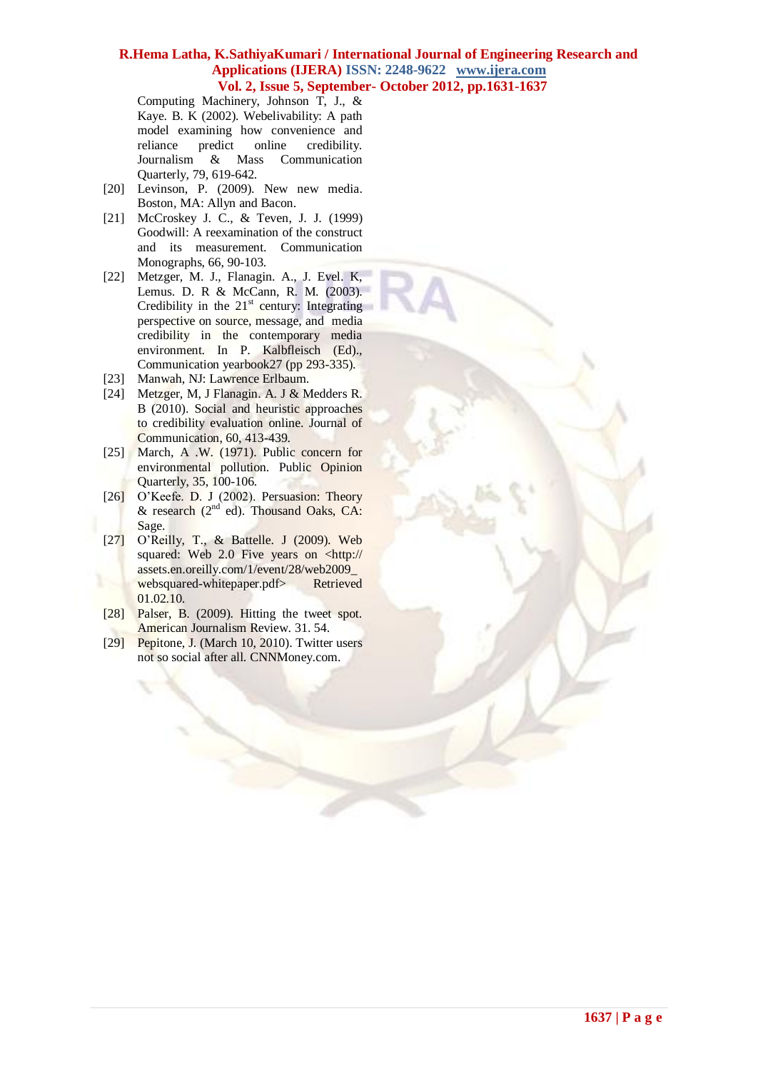Computing Machinery, Johnson T, J., & Kaye. B. K (2002). Webelivability: A path model examining how convenience and reliance predict online credibility. Journalism & Mass Communication Quarterly, 79, 619-642.

[20] Levinson, P. (2009). New new media. Boston, MA: Allyn and Bacon.

[21] McCroskey J. C., & Teven, J. J. (1999) Goodwill: A reexamination of the construct and its measurement. Communication Monographs, 66, 90-103.

[22] Metzger, M. J., Flanagin. A., J. Evel. K, Lemus. D. R & McCann, R. M. (2003). Credibility in the 21st century: Integrating perspective on source, message, and media credibility in the contemporary media environment. In P. Kalbfleisch (Ed)., Communication yearbook27 (pp 293-335).

[23] Manwah, NJ: Lawrence Erlbaum.

[24] Metzger, M, J Flanagin. A. J & Medders R. B (2010). Social and heuristic approaches to credibility evaluation online. Journal of Communication, 60, 413-439.

[25] March, A .W. (1971). Public concern for environmental pollution. Public Opinion Quarterly, 35, 100-106.

[26] O'Keefe. D. J (2002). Persuasion: Theory & research (2nd ed). Thousand Oaks, CA: Sage.

[27] O'Reilly, T., & Battelle. J (2009). Web squared: Web 2.0 Five years on <http:// assets.en.oreilly.com/1/event/28/web2009_ websquared-whitepaper.pdf> Retrieved 01.02.10.

[28] Palser, B. (2009). Hitting the tweet spot. American Journalism Review. 31. 54.

[29] Pepitone, J. (March 10, 2010). Twitter users not so social after all. CNNMoney.com.